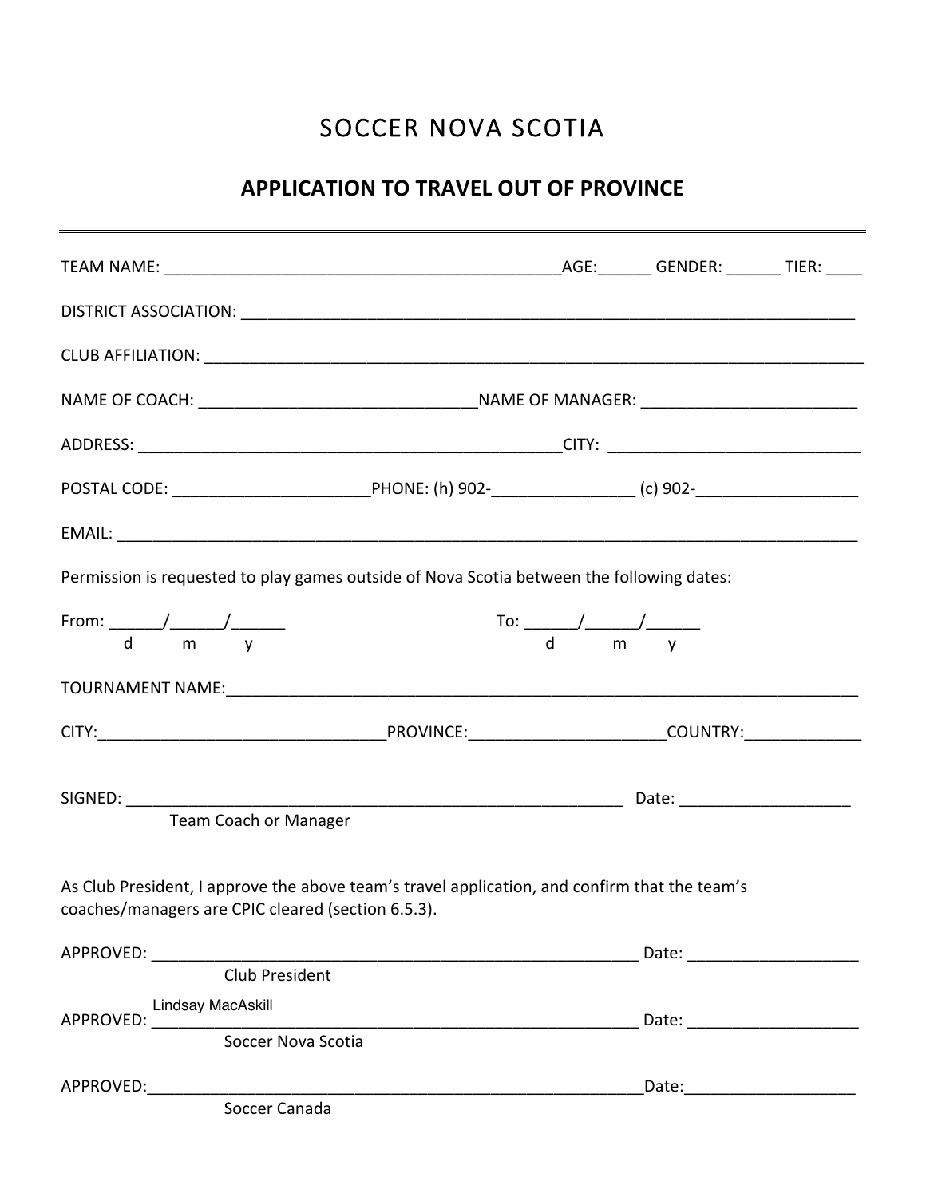# SOCCER NOVA SCOTIA

## APPLICATION TO TRAVEL OUT OF PROVINCE

---

TEAM NAME: _____________________________________________AGE:______ GENDER: ______ TIER: ____

DISTRICT ASSOCIATION: ______________________________________________________________________

CLUB AFFILIATION: ___________________________________________________________________________

NAME OF COACH: _______________________________NAME OF MANAGER: ________________________

ADDRESS: ________________________________________________CITY: ____________________________

POSTAL CODE: ______________________PHONE: (h) 902-________________ (c) 902-__________________

EMAIL: __________________________________________________________________________________

Permission is requested to play games outside of Nova Scotia between the following dates:

From: ______/______/______
d m y

To: ______/______/______
d m y

TOURNAMENT NAME:________________________________________________________________________

CITY:________________________________PROVINCE:_____________________COUNTRY:_____________

SIGNED: _________________________________________________________ Date: ___________________
Team Coach or Manager

As Club President, I approve the above team's travel application, and confirm that the team's coaches/managers are CPIC cleared (section 6.5.3).

APPROVED: _______________________________________________________ Date: ___________________
Club President

APPROVED: Lindsay MacAskill_______________________________________ Date: ___________________
Soccer Nova Scotia

APPROVED:_______________________________________________________Date:___________________
Soccer Canada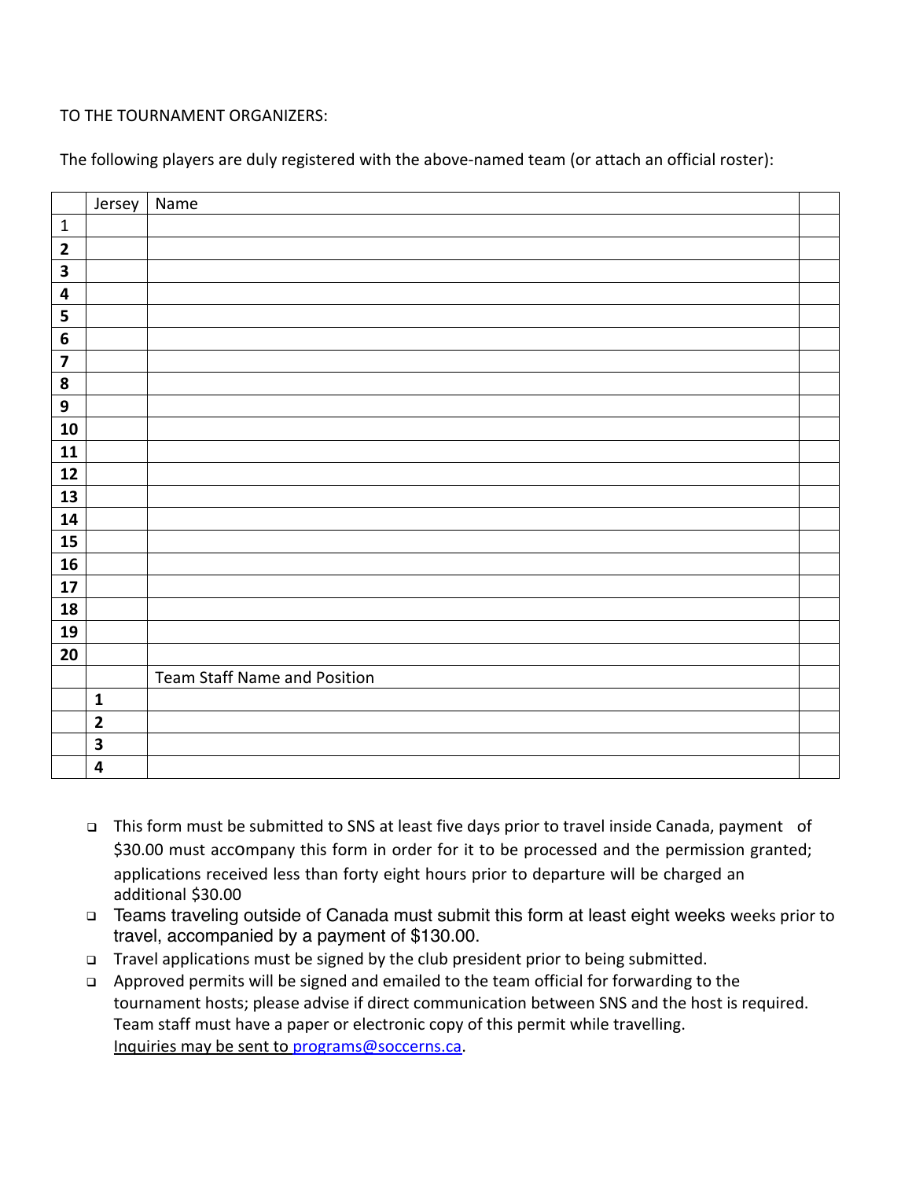TO THE TOURNAMENT ORGANIZERS:

The following players are duly registered with the above-named team (or attach an official roster):

| | Jersey | Name | |
|---|---|---|---|
| 1 | | | |
| **2** | | | |
| **3** | | | |
| **4** | | | |
| **5** | | | |
| **6** | | | |
| **7** | | | |
| **8** | | | |
| **9** | | | |
| **10** | | | |
| **11** | | | |
| **12** | | | |
| **13** | | | |
| **14** | | | |
| **15** | | | |
| **16** | | | |
| **17** | | | |
| **18** | | | |
| **19** | | | |
| **20** | | | |
| | | Team Staff Name and Position | |
| | **1** | | |
| | **2** | | |
| | **3** | | |
| | **4** | | |

- This form must be submitted to SNS at least five days prior to travel inside Canada, payment of $30.00 must accompany this form in order for it to be processed and the permission granted; applications received less than forty eight hours prior to departure will be charged an additional $30.00
- Teams traveling outside of Canada must submit this form at least eight weeks weeks prior to travel, accompanied by a payment of $130.00.
- Travel applications must be signed by the club president prior to being submitted.
- Approved permits will be signed and emailed to the team official for forwarding to the tournament hosts; please advise if direct communication between SNS and the host is required. Team staff must have a paper or electronic copy of this permit while travelling. Inquiries may be sent to programs@soccerns.ca.